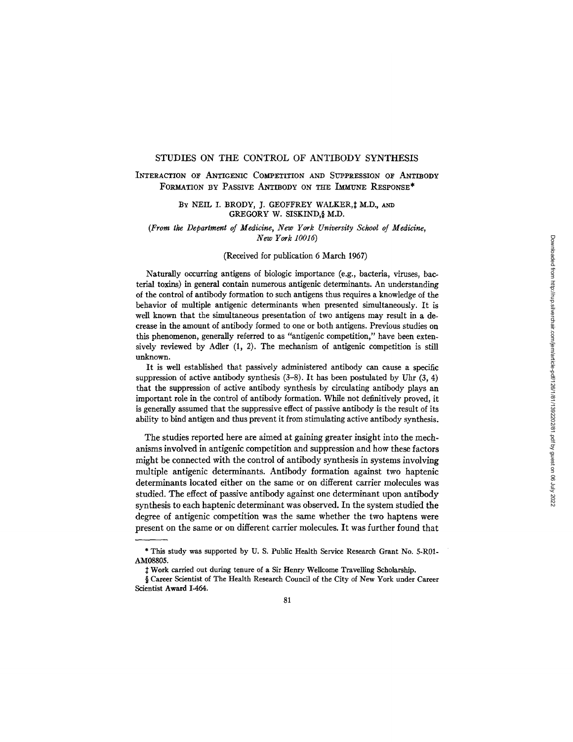# STUDIES ON THE CONTROL OF ANTIBODY SYNTHESIS

## Interaction of Antigenic Competition and Suppression of Antibody Formation by Passive Antibody on the Immune Response*

By NEIL I. BRODY, J. GEOFFREY WALKER,‡ M.D., and GREGORY W. SISKIND,§ M.D.

*(From the Department of Medicine, New York University School of Medicine, New York 10016)*

(Received for publication 6 March 1967)

Naturally occurring antigens of biologic importance (e.g., bacteria, viruses, bacterial toxins) in general contain numerous antigenic determinants. An understanding of the control of antibody formation to such antigens thus requires a knowledge of the behavior of multiple antigenic determinants when presented simultaneously. It is well known that the simultaneous presentation of two antigens may result in a decrease in the amount of antibody formed to one or both antigens. Previous studies on this phenomenon, generally referred to as "antigenic competition," have been extensively reviewed by Adler (1, 2). The mechanism of antigenic competition is still unknown.

It is well established that passively administered antibody can cause a specific suppression of active antibody synthesis (3–8). It has been postulated by Uhr (3, 4) that the suppression of active antibody synthesis by circulating antibody plays an important role in the control of antibody formation. While not definitively proved, it is generally assumed that the suppressive effect of passive antibody is the result of its ability to bind antigen and thus prevent it from stimulating active antibody synthesis.

The studies reported here are aimed at gaining greater insight into the mechanisms involved in antigenic competition and suppression and how these factors might be connected with the control of antibody synthesis in systems involving multiple antigenic determinants. Antibody formation against two haptenic determinants located either on the same or on different carrier molecules was studied. The effect of passive antibody against one determinant upon antibody synthesis to each haptenic determinant was observed. In the system studied the degree of antigenic competition was the same whether the two haptens were present on the same or on different carrier molecules. It was further found that

---

* This study was supported by U. S. Public Health Service Research Grant No. 5-R01-AM08805.

‡ Work carried out during tenure of a Sir Henry Wellcome Travelling Scholarship.

§ Career Scientist of The Health Research Council of the City of New York under Career Scientist Award I-464.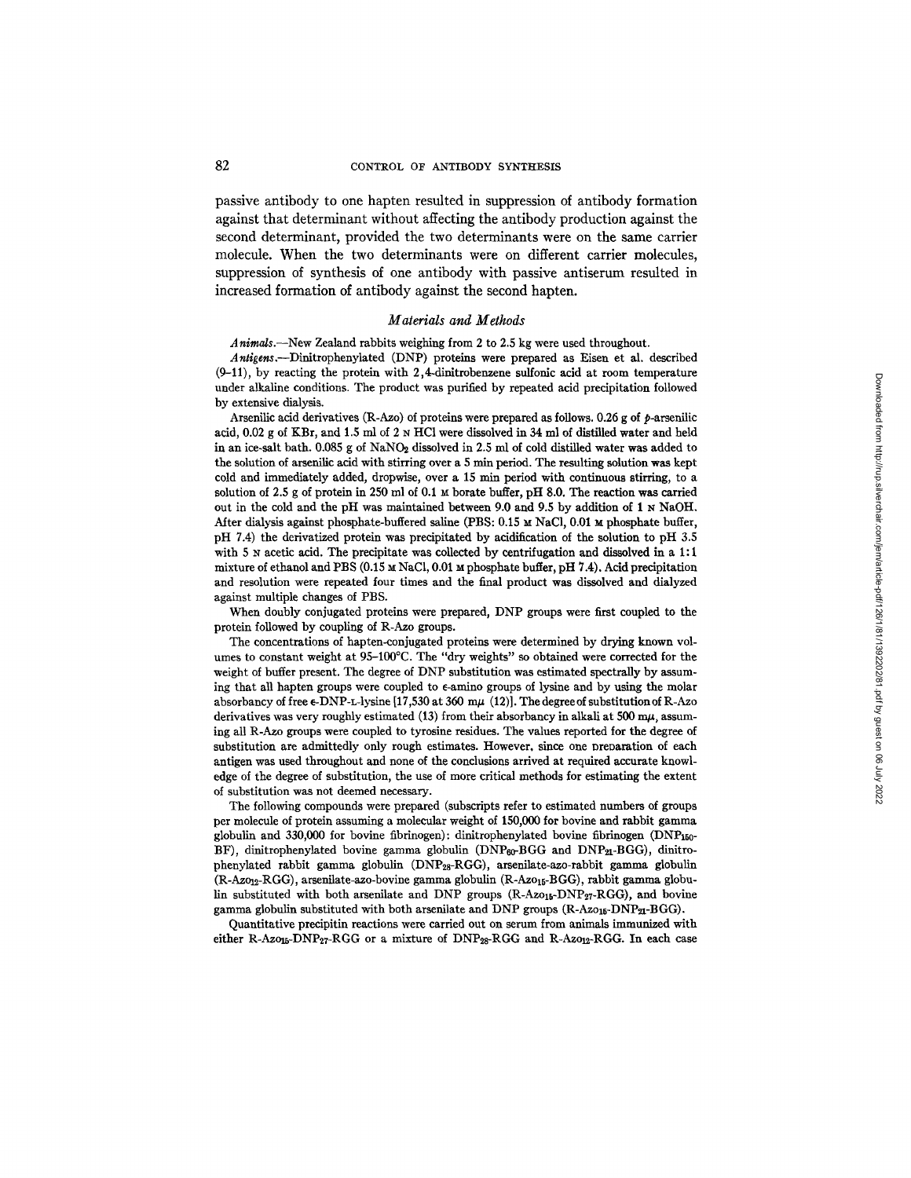passive antibody to one hapten resulted in suppression of antibody formation against that determinant without affecting the antibody production against the second determinant, provided the two determinants were on the same carrier molecule. When the two determinants were on different carrier molecules, suppression of synthesis of one antibody with passive antiserum resulted in increased formation of antibody against the second hapten.

## *Materials and Methods*

*Animals.*—New Zealand rabbits weighing from 2 to 2.5 kg were used throughout.

*Antigens.*—Dinitrophenylated (DNP) proteins were prepared as Eisen et al. described (9–11), by reacting the protein with 2,4-dinitrobenzene sulfonic acid at room temperature under alkaline conditions. The product was purified by repeated acid precipitation followed by extensive dialysis.

Arsenilic acid derivatives (R-Azo) of proteins were prepared as follows. 0.26 g of *p*-arsenilic acid, 0.02 g of KBr, and 1.5 ml of 2 N HCl were dissolved in 34 ml of distilled water and held in an ice-salt bath. 0.085 g of $NaNO_2$ dissolved in 2.5 ml of cold distilled water was added to the solution of arsenilic acid with stirring over a 5 min period. The resulting solution was kept cold and immediately added, dropwise, over a 15 min period with continuous stirring, to a solution of 2.5 g of protein in 250 ml of 0.1 M borate buffer, pH 8.0. The reaction was carried out in the cold and the pH was maintained between 9.0 and 9.5 by addition of 1 N NaOH. After dialysis against phosphate-buffered saline (PBS: 0.15 M NaCl, 0.01 M phosphate buffer, pH 7.4) the derivatized protein was precipitated by acidification of the solution to pH 3.5 with 5 N acetic acid. The precipitate was collected by centrifugation and dissolved in a 1:1 mixture of ethanol and PBS (0.15 M NaCl, 0.01 M phosphate buffer, pH 7.4). Acid precipitation and resolution were repeated four times and the final product was dissolved and dialyzed against multiple changes of PBS.

When doubly conjugated proteins were prepared, DNP groups were first coupled to the protein followed by coupling of R-Azo groups.

The concentrations of hapten-conjugated proteins were determined by drying known volumes to constant weight at 95–100°C. The "dry weights" so obtained were corrected for the weight of buffer present. The degree of DNP substitution was estimated spectrally by assuming that all hapten groups were coupled to ε-amino groups of lysine and by using the molar absorbancy of free ε-DNP-L-lysine [17,530 at 360 mμ (12)]. The degree of substitution of R-Azo derivatives was very roughly estimated (13) from their absorbancy in alkali at 500 mμ, assuming all R-Azo groups were coupled to tyrosine residues. The values reported for the degree of substitution are admittedly only rough estimates. However, since one preparation of each antigen was used throughout and none of the conclusions arrived at required accurate knowledge of the degree of substitution, the use of more critical methods for estimating the extent of substitution was not deemed necessary.

The following compounds were prepared (subscripts refer to estimated numbers of groups per molecule of protein assuming a molecular weight of 150,000 for bovine and rabbit gamma globulin and 330,000 for bovine fibrinogen): dinitrophenylated bovine fibrinogen ($DNP_{150}$-BF), dinitrophenylated bovine gamma globulin ($DNP_{60}$-BGG and $DNP_{21}$-BGG), dinitrophenylated rabbit gamma globulin ($DNP_{28}$-RGG), arsenilate-azo-rabbit gamma globulin (R-$Azo_{12}$-RGG), arsenilate-azo-bovine gamma globulin (R-$Azo_{15}$-BGG), rabbit gamma globulin substituted with both arsenilate and DNP groups (R-$Azo_{15}$-$DNP_{27}$-RGG), and bovine gamma globulin substituted with both arsenilate and DNP groups (R-$Azo_{15}$-$DNP_{21}$-BGG).

Quantitative precipitin reactions were carried out on serum from animals immunized with either R-$Azo_{15}$-$DNP_{27}$-RGG or a mixture of $DNP_{28}$-RGG and R-$Azo_{12}$-RGG. In each case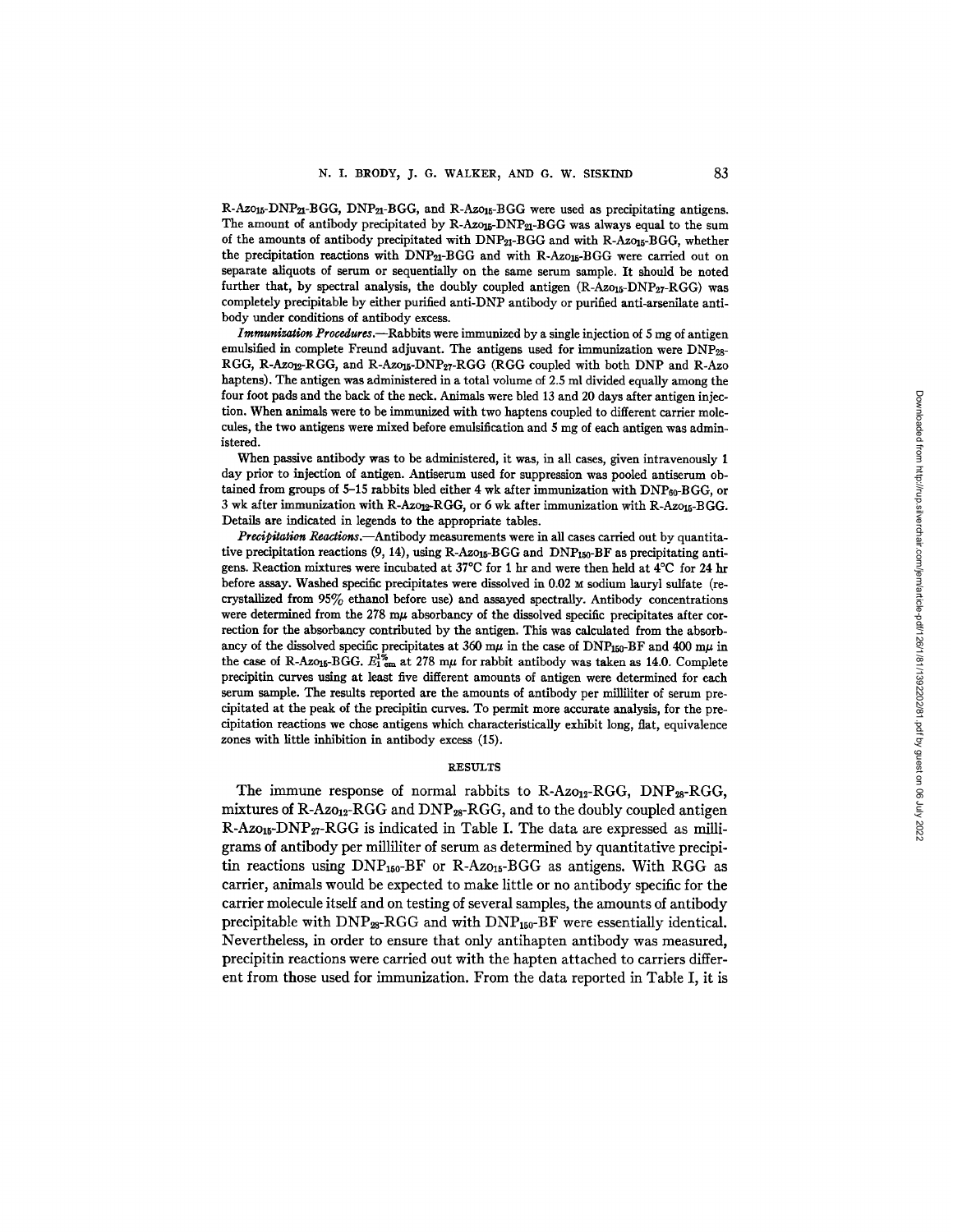R-Azo$_{15}$-DNP$_{21}$-BGG, DNP$_{21}$-BGG, and R-Azo$_{15}$-BGG were used as precipitating antigens. The amount of antibody precipitated by R-Azo$_{15}$-DNP$_{21}$-BGG was always equal to the sum of the amounts of antibody precipitated with DNP$_{21}$-BGG and with R-Azo$_{15}$-BGG, whether the precipitation reactions with DNP$_{21}$-BGG and with R-Azo$_{15}$-BGG were carried out on separate aliquots of serum or sequentially on the same serum sample. It should be noted further that, by spectral analysis, the doubly coupled antigen (R-Azo$_{15}$-DNP$_{27}$-RGG) was completely precipitable by either purified anti-DNP antibody or purified anti-arsenilate antibody under conditions of antibody excess.

*Immunization Procedures.*—Rabbits were immunized by a single injection of 5 mg of antigen emulsified in complete Freund adjuvant. The antigens used for immunization were DNP$_{28}$-RGG, R-Azo$_{12}$-RGG, and R-Azo$_{15}$-DNP$_{27}$-RGG (RGG coupled with both DNP and R-Azo haptens). The antigen was administered in a total volume of 2.5 ml divided equally among the four foot pads and the back of the neck. Animals were bled 13 and 20 days after antigen injection. When animals were to be immunized with two haptens coupled to different carrier molecules, the two antigens were mixed before emulsification and 5 mg of each antigen was administered.

When passive antibody was to be administered, it was, in all cases, given intravenously 1 day prior to injection of antigen. Antiserum used for suppression was pooled antiserum obtained from groups of 5–15 rabbits bled either 4 wk after immunization with DNP$_{60}$-BGG, or 3 wk after immunization with R-Azo$_{12}$-RGG, or 6 wk after immunization with R-Azo$_{15}$-BGG. Details are indicated in legends to the appropriate tables.

*Precipitation Reactions.*—Antibody measurements were in all cases carried out by quantitative precipitation reactions (9, 14), using R-Azo$_{15}$-BGG and DNP$_{150}$-BF as precipitating antigens. Reaction mixtures were incubated at 37°C for 1 hr and were then held at 4°C for 24 hr before assay. Washed specific precipitates were dissolved in 0.02 M sodium lauryl sulfate (recrystallized from 95% ethanol before use) and assayed spectrally. Antibody concentrations were determined from the 278 mμ absorbancy of the dissolved specific precipitates after correction for the absorbancy contributed by the antigen. This was calculated from the absorbancy of the dissolved specific precipitates at 360 mμ in the case of DNP$_{150}$-BF and 400 mμ in the case of R-Azo$_{15}$-BGG. $E_{1\,\text{cm}}^{1\%}$ at 278 mμ for rabbit antibody was taken as 14.0. Complete precipitin curves using at least five different amounts of antigen were determined for each serum sample. The results reported are the amounts of antibody per milliliter of serum precipitated at the peak of the precipitin curves. To permit more accurate analysis, for the precipitation reactions we chose antigens which characteristically exhibit long, flat, equivalence zones with little inhibition in antibody excess (15).

## RESULTS

The immune response of normal rabbits to R-Azo$_{12}$-RGG, DNP$_{28}$-RGG, mixtures of R-Azo$_{12}$-RGG and DNP$_{28}$-RGG, and to the doubly coupled antigen R-Azo$_{15}$-DNP$_{27}$-RGG is indicated in Table I. The data are expressed as milligrams of antibody per milliliter of serum as determined by quantitative precipitin reactions using DNP$_{150}$-BF or R-Azo$_{15}$-BGG as antigens. With RGG as carrier, animals would be expected to make little or no antibody specific for the carrier molecule itself and on testing of several samples, the amounts of antibody precipitable with DNP$_{28}$-RGG and with DNP$_{150}$-BF were essentially identical. Nevertheless, in order to ensure that only antihapten antibody was measured, precipitin reactions were carried out with the hapten attached to carriers different from those used for immunization. From the data reported in Table I, it is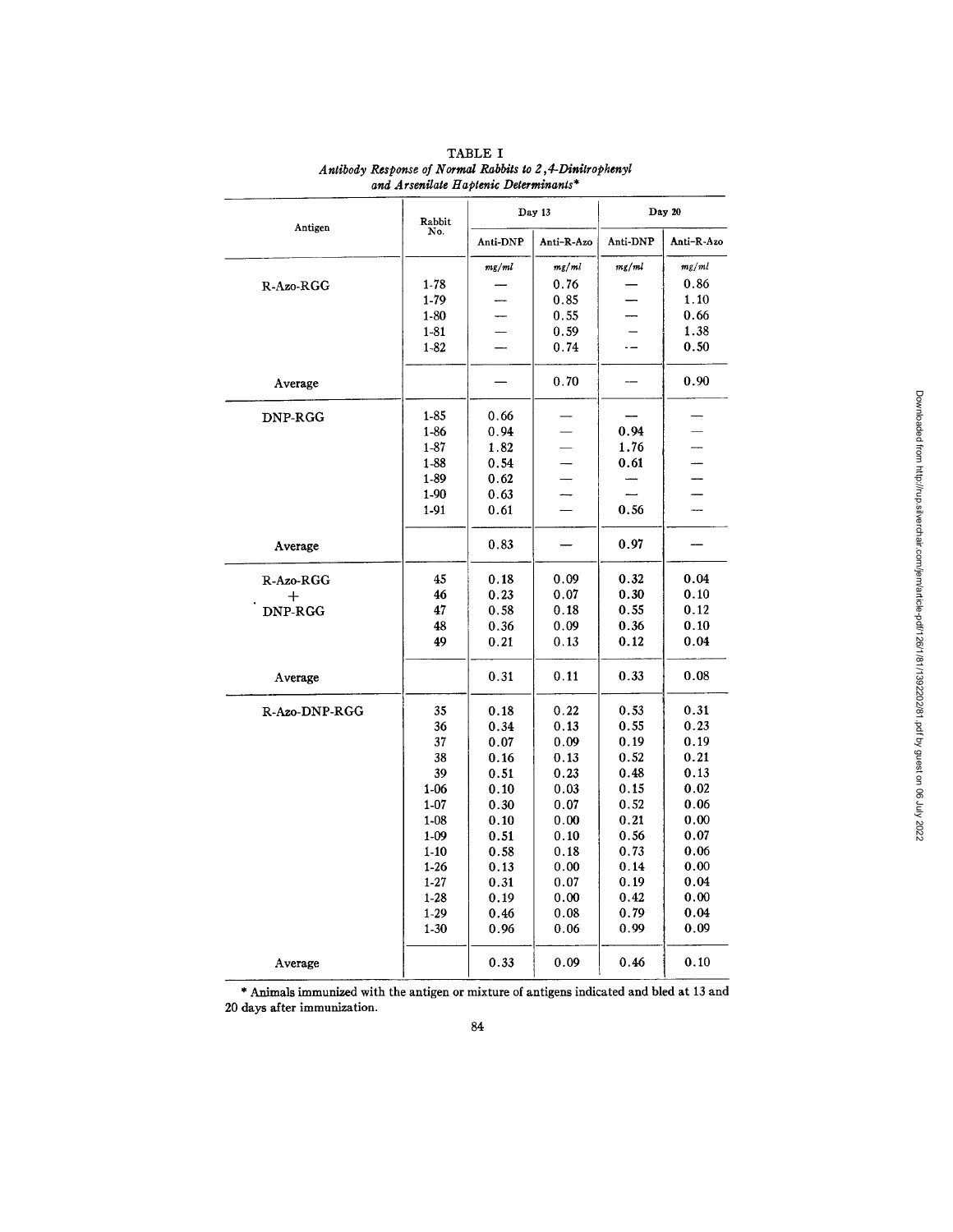TABLE I
*Antibody Response of Normal Rabbits to 2,4-Dinitrophenyl and Arsenilate Haptenic Determinants**

| Antigen | Rabbit No. | Day 13 | | Day 20 | |
|---|---|---|---|---|---|
| | | Anti-DNP | Anti-R-Azo | Anti-DNP | Anti-R-Azo |
| | | *mg/ml* | *mg/ml* | *mg/ml* | *mg/ml* |
| R-Azo-RGG | 1-78 | — | 0.76 | — | 0.86 |
| | 1-79 | — | 0.85 | — | 1.10 |
| | 1-80 | — | 0.55 | — | 0.66 |
| | 1-81 | — | 0.59 | — | 1.38 |
| | 1-82 | — | 0.74 | — | 0.50 |
| Average | | — | 0.70 | — | 0.90 |
| DNP-RGG | 1-85 | 0.66 | — | — | — |
| | 1-86 | 0.94 | — | 0.94 | — |
| | 1-87 | 1.82 | — | 1.76 | — |
| | 1-88 | 0.54 | — | 0.61 | — |
| | 1-89 | 0.62 | — | — | — |
| | 1-90 | 0.63 | — | — | — |
| | 1-91 | 0.61 | — | 0.56 | — |
| Average | | 0.83 | — | 0.97 | — |
| R-Azo-RGG + DNP-RGG | 45 | 0.18 | 0.09 | 0.32 | 0.04 |
| | 46 | 0.23 | 0.07 | 0.30 | 0.10 |
| | 47 | 0.58 | 0.18 | 0.55 | 0.12 |
| | 48 | 0.36 | 0.09 | 0.36 | 0.10 |
| | 49 | 0.21 | 0.13 | 0.12 | 0.04 |
| Average | | 0.31 | 0.11 | 0.33 | 0.08 |
| R-Azo-DNP-RGG | 35 | 0.18 | 0.22 | 0.53 | 0.31 |
| | 36 | 0.34 | 0.13 | 0.55 | 0.23 |
| | 37 | 0.07 | 0.09 | 0.19 | 0.19 |
| | 38 | 0.16 | 0.13 | 0.52 | 0.21 |
| | 39 | 0.51 | 0.23 | 0.48 | 0.13 |
| | 1-06 | 0.10 | 0.03 | 0.15 | 0.02 |
| | 1-07 | 0.30 | 0.07 | 0.52 | 0.06 |
| | 1-08 | 0.10 | 0.00 | 0.21 | 0.00 |
| | 1-09 | 0.51 | 0.10 | 0.56 | 0.07 |
| | 1-10 | 0.58 | 0.18 | 0.73 | 0.06 |
| | 1-26 | 0.13 | 0.00 | 0.14 | 0.00 |
| | 1-27 | 0.31 | 0.07 | 0.19 | 0.04 |
| | 1-28 | 0.19 | 0.00 | 0.42 | 0.00 |
| | 1-29 | 0.46 | 0.08 | 0.79 | 0.04 |
| | 1-30 | 0.96 | 0.06 | 0.99 | 0.09 |
| Average | | 0.33 | 0.09 | 0.46 | 0.10 |

\* Animals immunized with the antigen or mixture of antigens indicated and bled at 13 and 20 days after immunization.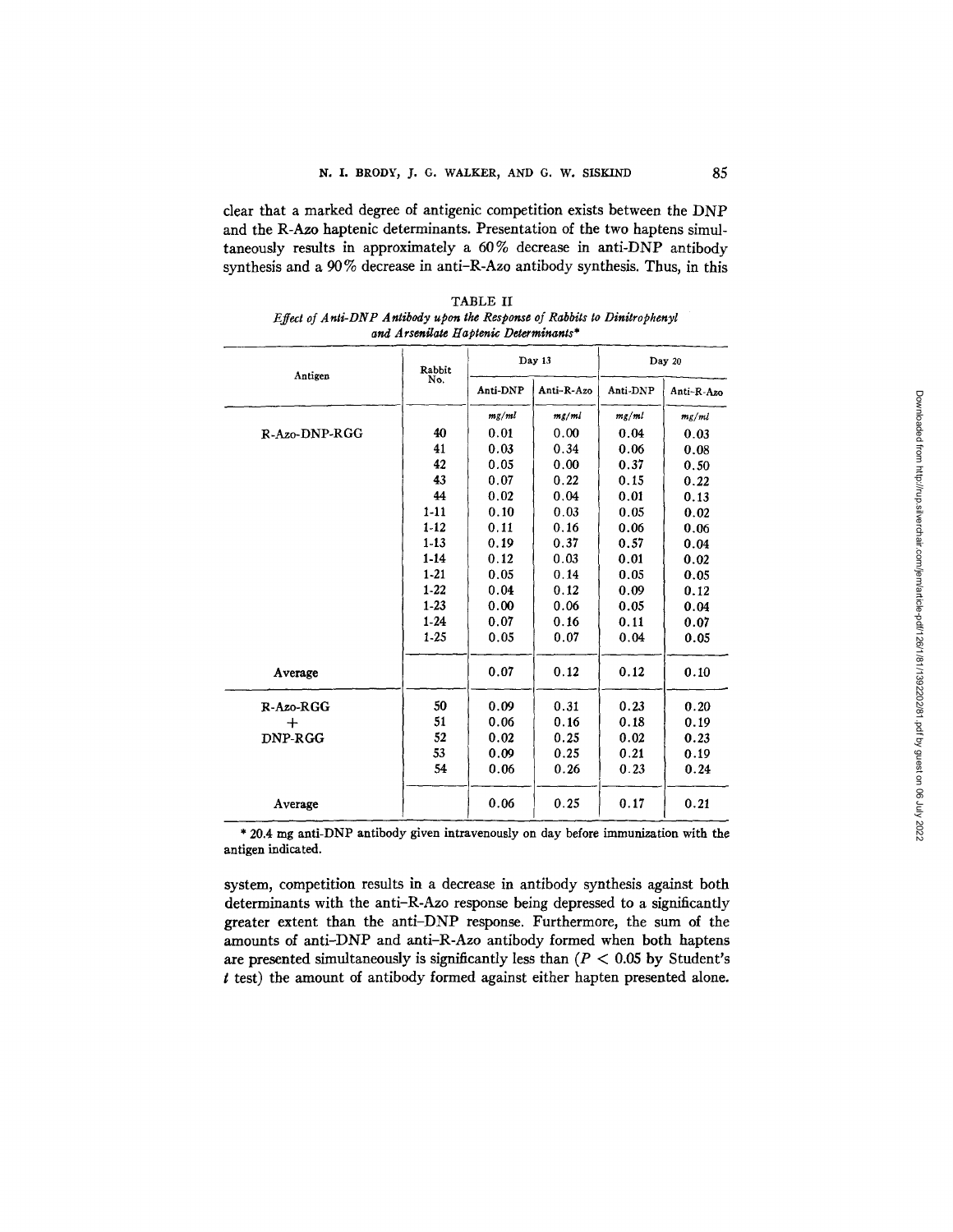clear that a marked degree of antigenic competition exists between the DNP and the R-Azo haptenic determinants. Presentation of the two haptens simultaneously results in approximately a 60% decrease in anti-DNP antibody synthesis and a 90% decrease in anti-R-Azo antibody synthesis. Thus, in this

TABLE II

*Effect of Anti-DNP Antibody upon the Response of Rabbits to Dinitrophenyl and Arsenilate Haptenic Determinants**

| Antigen | Rabbit No. | Day 13 | | Day 20 | |
|---|---|---|---|---|---|
| | | Anti-DNP | Anti-R-Azo | Anti-DNP | Anti-R-Azo |
| | | *mg/ml* | *mg/ml* | *mg/ml* | *mg/ml* |
| R-Azo-DNP-RGG | 40 | 0.01 | 0.00 | 0.04 | 0.03 |
| | 41 | 0.03 | 0.34 | 0.06 | 0.08 |
| | 42 | 0.05 | 0.00 | 0.37 | 0.50 |
| | 43 | 0.07 | 0.22 | 0.15 | 0.22 |
| | 44 | 0.02 | 0.04 | 0.01 | 0.13 |
| | 1-11 | 0.10 | 0.03 | 0.05 | 0.02 |
| | 1-12 | 0.11 | 0.16 | 0.06 | 0.06 |
| | 1-13 | 0.19 | 0.37 | 0.57 | 0.04 |
| | 1-14 | 0.12 | 0.03 | 0.01 | 0.02 |
| | 1-21 | 0.05 | 0.14 | 0.05 | 0.05 |
| | 1-22 | 0.04 | 0.12 | 0.09 | 0.12 |
| | 1-23 | 0.00 | 0.06 | 0.05 | 0.04 |
| | 1-24 | 0.07 | 0.16 | 0.11 | 0.07 |
| | 1-25 | 0.05 | 0.07 | 0.04 | 0.05 |
| Average | | 0.07 | 0.12 | 0.12 | 0.10 |
| R-Azo-RGG + DNP-RGG | 50 | 0.09 | 0.31 | 0.23 | 0.20 |
| | 51 | 0.06 | 0.16 | 0.18 | 0.19 |
| | 52 | 0.02 | 0.25 | 0.02 | 0.23 |
| | 53 | 0.09 | 0.25 | 0.21 | 0.19 |
| | 54 | 0.06 | 0.26 | 0.23 | 0.24 |
| Average | | 0.06 | 0.25 | 0.17 | 0.21 |

\* 20.4 mg anti-DNP antibody given intravenously on day before immunization with the antigen indicated.

system, competition results in a decrease in antibody synthesis against both determinants with the anti-R-Azo response being depressed to a significantly greater extent than the anti-DNP response. Furthermore, the sum of the amounts of anti-DNP and anti-R-Azo antibody formed when both haptens are presented simultaneously is significantly less than ($P < 0.05$ by Student's $t$ test) the amount of antibody formed against either hapten presented alone.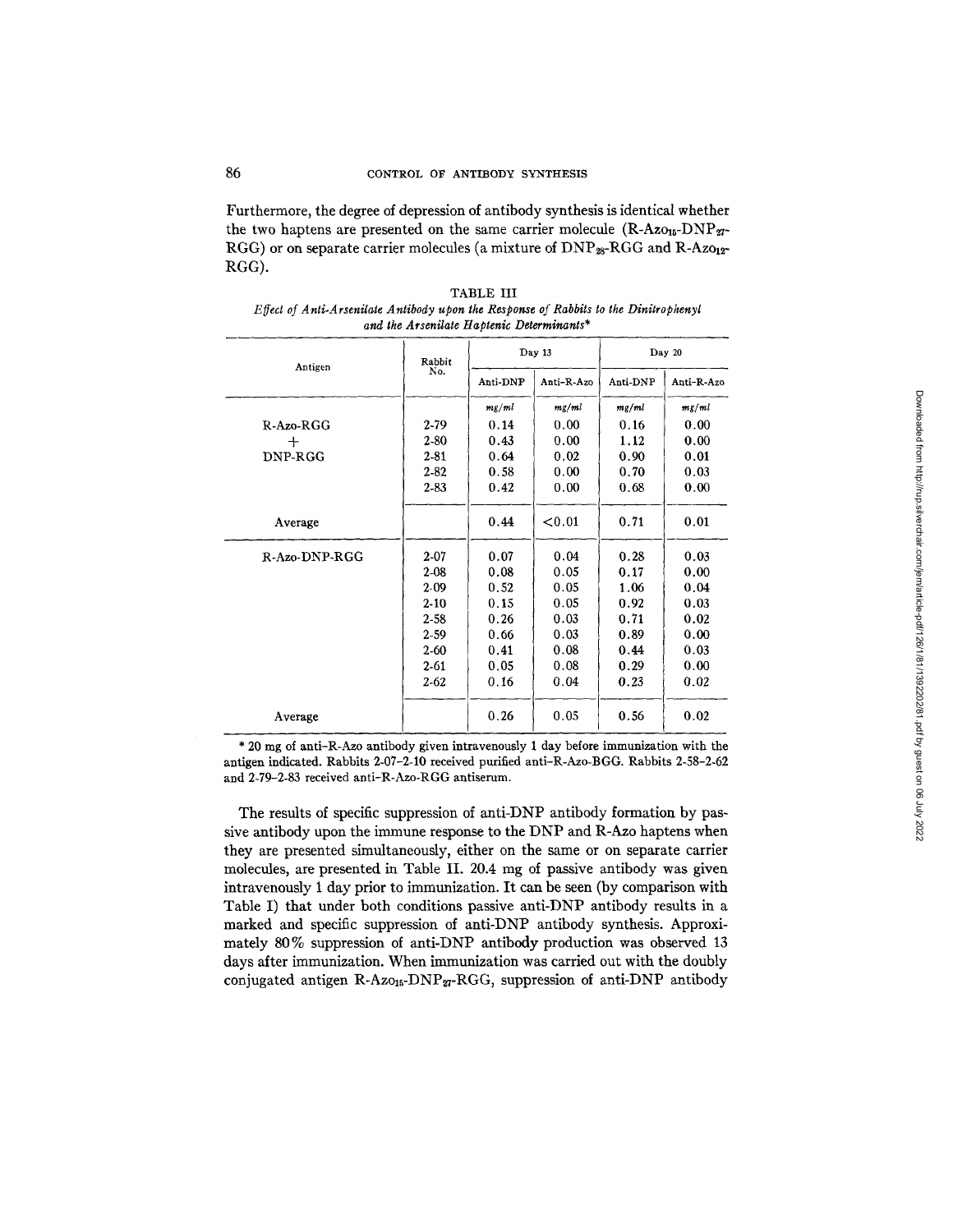Furthermore, the degree of depression of antibody synthesis is identical whether the two haptens are presented on the same carrier molecule (R-Azo$_{15}$-DNP$_{27}$-RGG) or on separate carrier molecules (a mixture of DNP$_{28}$-RGG and R-Azo$_{12}$-RGG).

TABLE III

*Effect of Anti-Arsenilate Antibody upon the Response of Rabbits to the Dinitrophenyl and the Arsenilate Haptenic Determinants**

| Antigen | Rabbit No. | Day 13 | | Day 20 | |
|---|---|---|---|---|---|
| | | Anti-DNP | Anti-R-Azo | Anti-DNP | Anti-R-Azo |
| | | *mg/ml* | *mg/ml* | *mg/ml* | *mg/ml* |
| R-Azo-RGG | 2-79 | 0.14 | 0.00 | 0.16 | 0.00 |
| + | 2-80 | 0.43 | 0.00 | 1.12 | 0.00 |
| DNP-RGG | 2-81 | 0.64 | 0.02 | 0.90 | 0.01 |
| | 2-82 | 0.58 | 0.00 | 0.70 | 0.03 |
| | 2-83 | 0.42 | 0.00 | 0.68 | 0.00 |
| Average | | 0.44 | <0.01 | 0.71 | 0.01 |
| R-Azo-DNP-RGG | 2-07 | 0.07 | 0.04 | 0.28 | 0.03 |
| | 2-08 | 0.08 | 0.05 | 0.17 | 0.00 |
| | 2-09 | 0.52 | 0.05 | 1.06 | 0.04 |
| | 2-10 | 0.15 | 0.05 | 0.92 | 0.03 |
| | 2-58 | 0.26 | 0.03 | 0.71 | 0.02 |
| | 2-59 | 0.66 | 0.03 | 0.89 | 0.00 |
| | 2-60 | 0.41 | 0.08 | 0.44 | 0.03 |
| | 2-61 | 0.05 | 0.08 | 0.29 | 0.00 |
| | 2-62 | 0.16 | 0.04 | 0.23 | 0.02 |
| Average | | 0.26 | 0.05 | 0.56 | 0.02 |

\* 20 mg of anti-R-Azo antibody given intravenously 1 day before immunization with the antigen indicated. Rabbits 2-07–2-10 received purified anti-R-Azo-BGG. Rabbits 2-58–2-62 and 2-79–2-83 received anti-R-Azo-RGG antiserum.

The results of specific suppression of anti-DNP antibody formation by passive antibody upon the immune response to the DNP and R-Azo haptens when they are presented simultaneously, either on the same or on separate carrier molecules, are presented in Table II. 20.4 mg of passive antibody was given intravenously 1 day prior to immunization. It can be seen (by comparison with Table I) that under both conditions passive anti-DNP antibody results in a marked and specific suppression of anti-DNP antibody synthesis. Approximately 80% suppression of anti-DNP antibody production was observed 13 days after immunization. When immunization was carried out with the doubly conjugated antigen R-Azo$_{15}$-DNP$_{27}$-RGG, suppression of anti-DNP antibody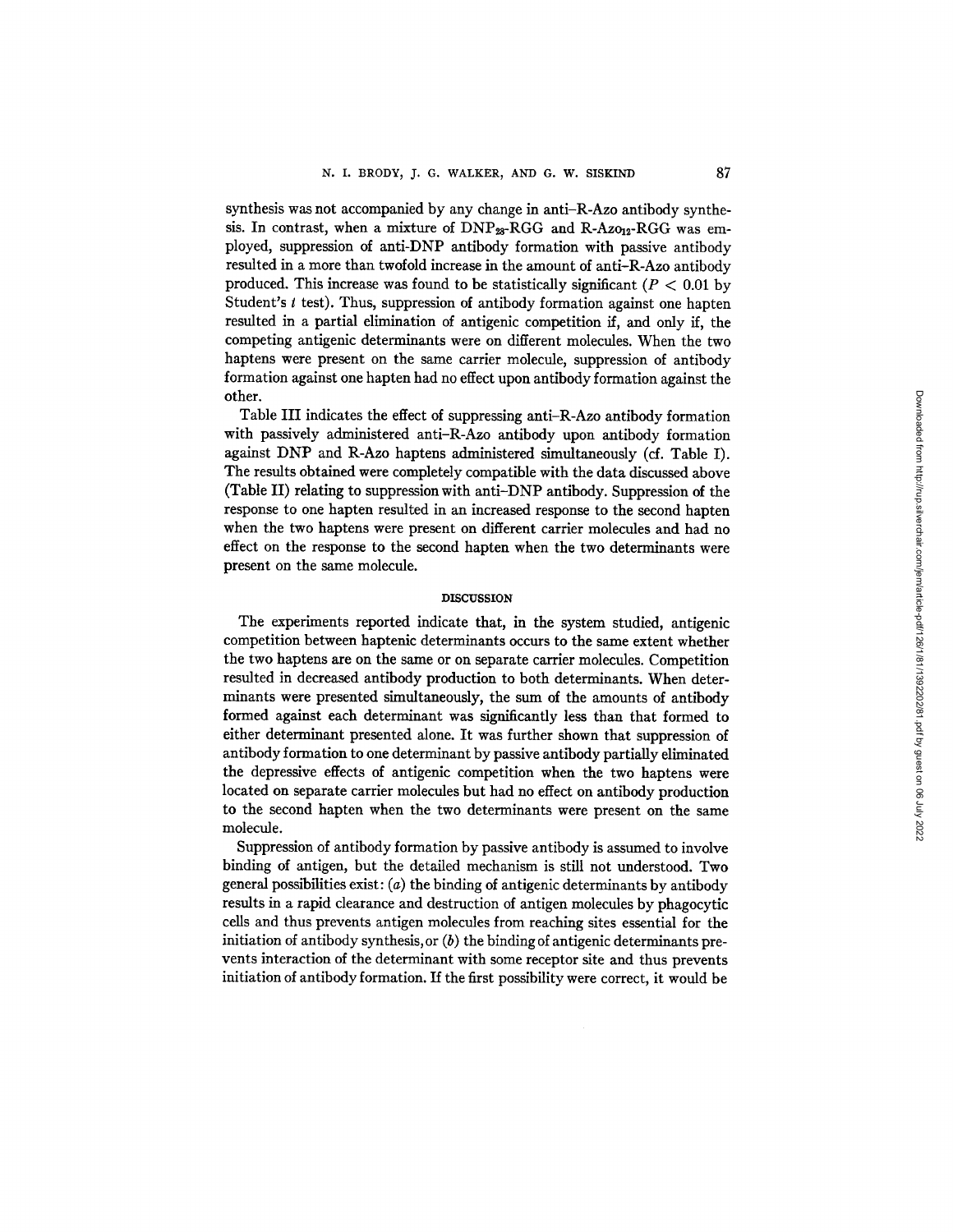synthesis was not accompanied by any change in anti–R-Azo antibody synthesis. In contrast, when a mixture of $DNP_{23}$-RGG and R-$Azo_{12}$-RGG was employed, suppression of anti-DNP antibody formation with passive antibody resulted in a more than twofold increase in the amount of anti–R-Azo antibody produced. This increase was found to be statistically significant ($P < 0.01$ by Student's *t* test). Thus, suppression of antibody formation against one hapten resulted in a partial elimination of antigenic competition if, and only if, the competing antigenic determinants were on different molecules. When the two haptens were present on the same carrier molecule, suppression of antibody formation against one hapten had no effect upon antibody formation against the other.

Table III indicates the effect of suppressing anti–R-Azo antibody formation with passively administered anti–R-Azo antibody upon antibody formation against DNP and R-Azo haptens administered simultaneously (cf. Table I). The results obtained were completely compatible with the data discussed above (Table II) relating to suppression with anti-DNP antibody. Suppression of the response to one hapten resulted in an increased response to the second hapten when the two haptens were present on different carrier molecules and had no effect on the response to the second hapten when the two determinants were present on the same molecule.

## DISCUSSION

The experiments reported indicate that, in the system studied, antigenic competition between haptenic determinants occurs to the same extent whether the two haptens are on the same or on separate carrier molecules. Competition resulted in decreased antibody production to both determinants. When determinants were presented simultaneously, the sum of the amounts of antibody formed against each determinant was significantly less than that formed to either determinant presented alone. It was further shown that suppression of antibody formation to one determinant by passive antibody partially eliminated the depressive effects of antigenic competition when the two haptens were located on separate carrier molecules but had no effect on antibody production to the second hapten when the two determinants were present on the same molecule.

Suppression of antibody formation by passive antibody is assumed to involve binding of antigen, but the detailed mechanism is still not understood. Two general possibilities exist: (*a*) the binding of antigenic determinants by antibody results in a rapid clearance and destruction of antigen molecules by phagocytic cells and thus prevents antigen molecules from reaching sites essential for the initiation of antibody synthesis, or (*b*) the binding of antigenic determinants prevents interaction of the determinant with some receptor site and thus prevents initiation of antibody formation. If the first possibility were correct, it would be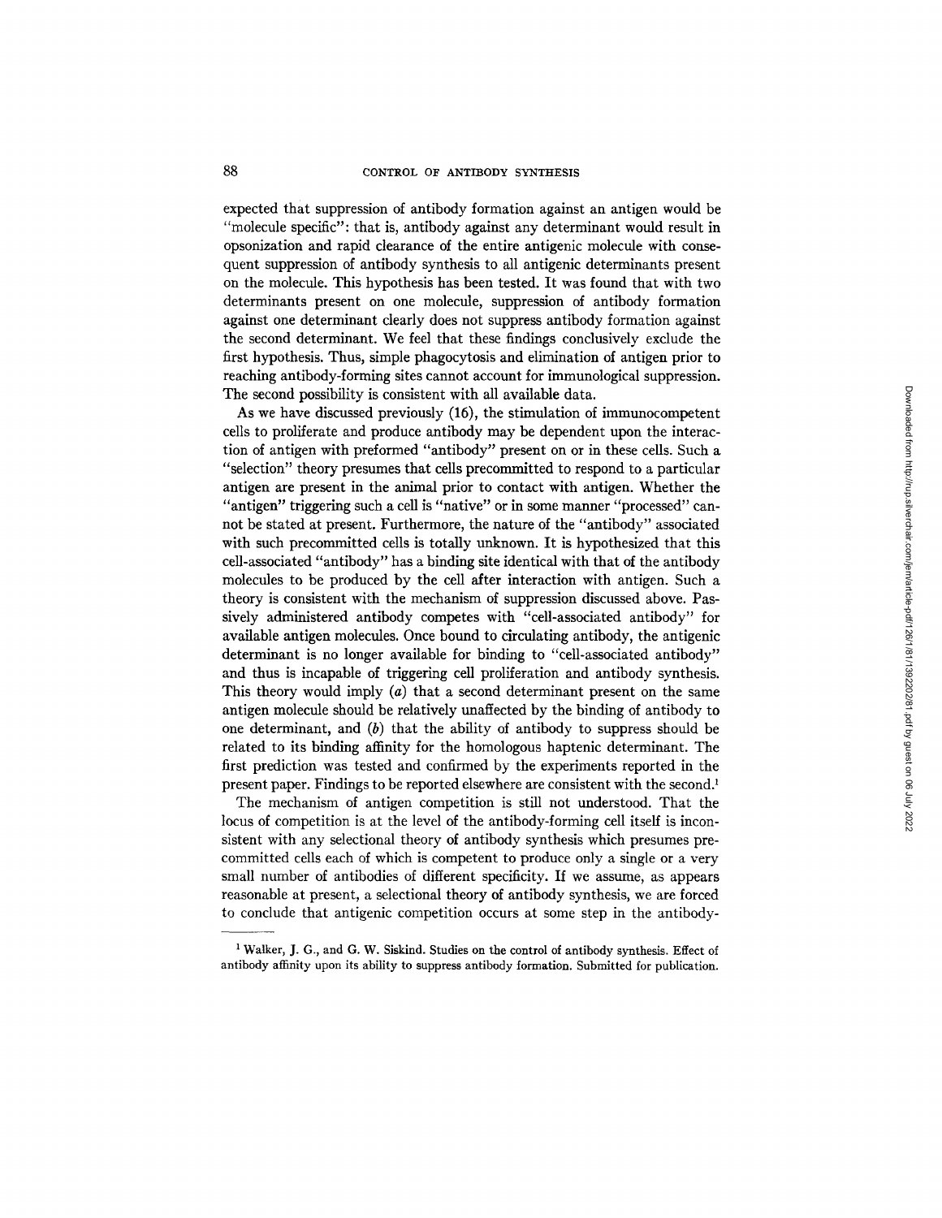expected that suppression of antibody formation against an antigen would be "molecule specific": that is, antibody against any determinant would result in opsonization and rapid clearance of the entire antigenic molecule with consequent suppression of antibody synthesis to all antigenic determinants present on the molecule. This hypothesis has been tested. It was found that with two determinants present on one molecule, suppression of antibody formation against one determinant clearly does not suppress antibody formation against the second determinant. We feel that these findings conclusively exclude the first hypothesis. Thus, simple phagocytosis and elimination of antigen prior to reaching antibody-forming sites cannot account for immunological suppression. The second possibility is consistent with all available data.

As we have discussed previously (16), the stimulation of immunocompetent cells to proliferate and produce antibody may be dependent upon the interaction of antigen with preformed "antibody" present on or in these cells. Such a "selection" theory presumes that cells precommitted to respond to a particular antigen are present in the animal prior to contact with antigen. Whether the "antigen" triggering such a cell is "native" or in some manner "processed" cannot be stated at present. Furthermore, the nature of the "antibody" associated with such precommitted cells is totally unknown. It is hypothesized that this cell-associated "antibody" has a binding site identical with that of the antibody molecules to be produced by the cell after interaction with antigen. Such a theory is consistent with the mechanism of suppression discussed above. Passively administered antibody competes with "cell-associated antibody" for available antigen molecules. Once bound to circulating antibody, the antigenic determinant is no longer available for binding to "cell-associated antibody" and thus is incapable of triggering cell proliferation and antibody synthesis. This theory would imply (*a*) that a second determinant present on the same antigen molecule should be relatively unaffected by the binding of antibody to one determinant, and (*b*) that the ability of antibody to suppress should be related to its binding affinity for the homologous haptenic determinant. The first prediction was tested and confirmed by the experiments reported in the present paper. Findings to be reported elsewhere are consistent with the second.[1]

The mechanism of antigen competition is still not understood. That the locus of competition is at the level of the antibody-forming cell itself is inconsistent with any selectional theory of antibody synthesis which presumes precommitted cells each of which is competent to produce only a single or a very small number of antibodies of different specificity. If we assume, as appears reasonable at present, a selectional theory of antibody synthesis, we are forced to conclude that antigenic competition occurs at some step in the antibody-

[1] Walker, J. G., and G. W. Siskind. Studies on the control of antibody synthesis. Effect of antibody affinity upon its ability to suppress antibody formation. Submitted for publication.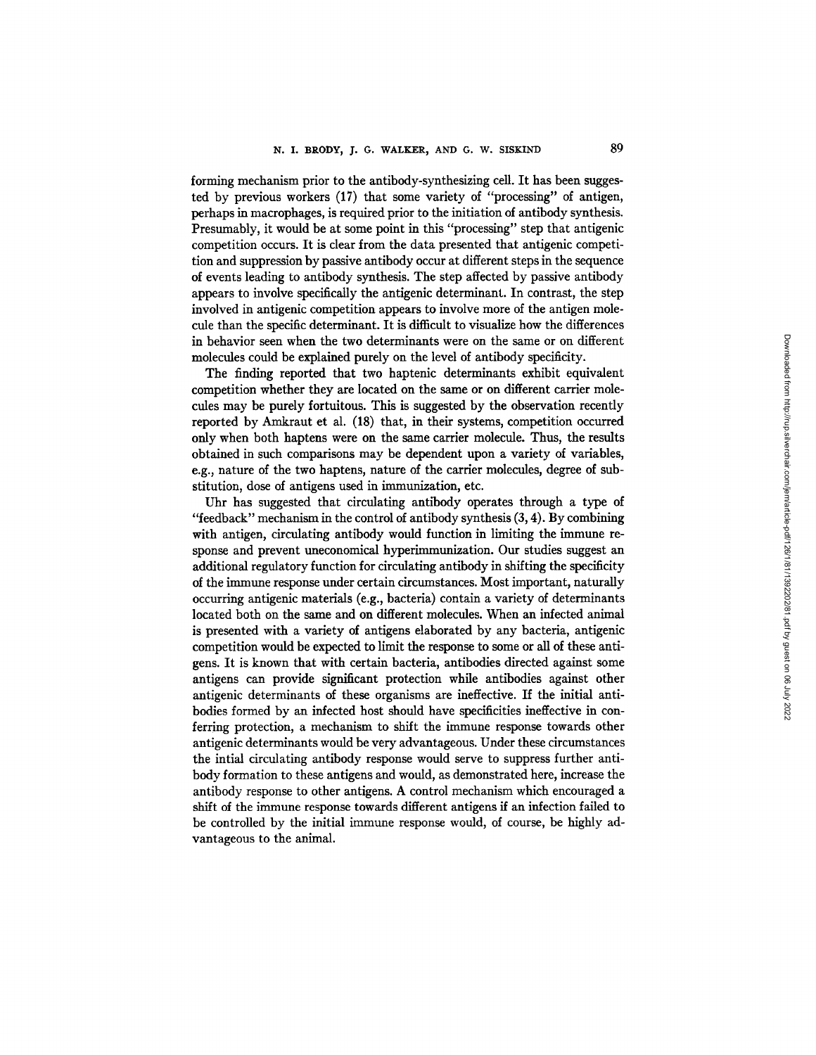forming mechanism prior to the antibody-synthesizing cell. It has been suggested by previous workers (17) that some variety of "processing" of antigen, perhaps in macrophages, is required prior to the initiation of antibody synthesis. Presumably, it would be at some point in this "processing" step that antigenic competition occurs. It is clear from the data presented that antigenic competition and suppression by passive antibody occur at different steps in the sequence of events leading to antibody synthesis. The step affected by passive antibody appears to involve specifically the antigenic determinant. In contrast, the step involved in antigenic competition appears to involve more of the antigen molecule than the specific determinant. It is difficult to visualize how the differences in behavior seen when the two determinants were on the same or on different molecules could be explained purely on the level of antibody specificity.

The finding reported that two haptenic determinants exhibit equivalent competition whether they are located on the same or on different carrier molecules may be purely fortuitous. This is suggested by the observation recently reported by Amkraut et al. (18) that, in their systems, competition occurred only when both haptens were on the same carrier molecule. Thus, the results obtained in such comparisons may be dependent upon a variety of variables, e.g., nature of the two haptens, nature of the carrier molecules, degree of substitution, dose of antigens used in immunization, etc.

Uhr has suggested that circulating antibody operates through a type of "feedback" mechanism in the control of antibody synthesis (3, 4). By combining with antigen, circulating antibody would function in limiting the immune response and prevent uneconomical hyperimmunization. Our studies suggest an additional regulatory function for circulating antibody in shifting the specificity of the immune response under certain circumstances. Most important, naturally occurring antigenic materials (e.g., bacteria) contain a variety of determinants located both on the same and on different molecules. When an infected animal is presented with a variety of antigens elaborated by any bacteria, antigenic competition would be expected to limit the response to some or all of these antigens. It is known that with certain bacteria, antibodies directed against some antigens can provide significant protection while antibodies against other antigenic determinants of these organisms are ineffective. If the initial antibodies formed by an infected host should have specificities ineffective in conferring protection, a mechanism to shift the immune response towards other antigenic determinants would be very advantageous. Under these circumstances the intial circulating antibody response would serve to suppress further antibody formation to these antigens and would, as demonstrated here, increase the antibody response to other antigens. A control mechanism which encouraged a shift of the immune response towards different antigens if an infection failed to be controlled by the initial immune response would, of course, be highly advantageous to the animal.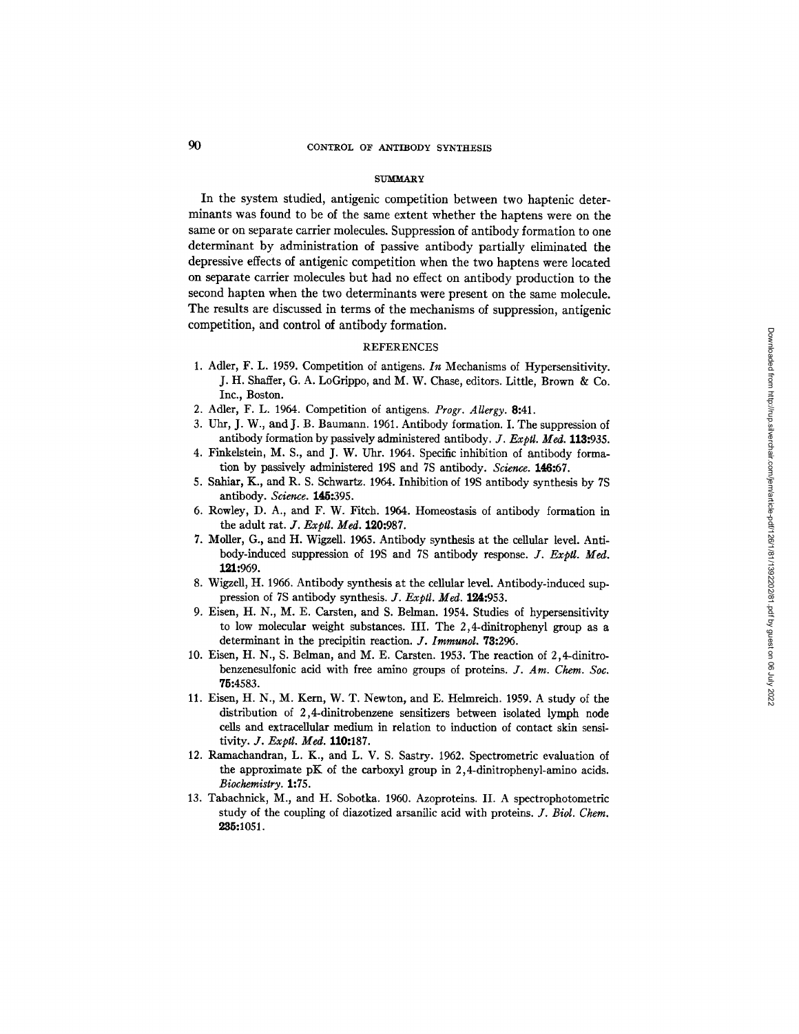## SUMMARY

In the system studied, antigenic competition between two haptenic determinants was found to be of the same extent whether the haptens were on the same or on separate carrier molecules. Suppression of antibody formation to one determinant by administration of passive antibody partially eliminated the depressive effects of antigenic competition when the two haptens were located on separate carrier molecules but had no effect on antibody production to the second hapten when the two determinants were present on the same molecule. The results are discussed in terms of the mechanisms of suppression, antigenic competition, and control of antibody formation.

## REFERENCES

1. Adler, F. L. 1959. Competition of antigens. *In* Mechanisms of Hypersensitivity. J. H. Shaffer, G. A. LoGrippo, and M. W. Chase, editors. Little, Brown & Co. Inc., Boston.
2. Adler, F. L. 1964. Competition of antigens. *Progr. Allergy.* **8:**41.
3. Uhr, J. W., and J. B. Baumann. 1961. Antibody formation. I. The suppression of antibody formation by passively administered antibody. *J. Exptl. Med.* **113:**935.
4. Finkelstein, M. S., and J. W. Uhr. 1964. Specific inhibition of antibody formation by passively administered 19S and 7S antibody. *Science.* **146:**67.
5. Sahiar, K., and R. S. Schwartz. 1964. Inhibition of 19S antibody synthesis by 7S antibody. *Science.* **145:**395.
6. Rowley, D. A., and F. W. Fitch. 1964. Homeostasis of antibody formation in the adult rat. *J. Exptl. Med.* **120:**987.
7. Moller, G., and H. Wigzell. 1965. Antibody synthesis at the cellular level. Antibody-induced suppression of 19S and 7S antibody response. *J. Exptl. Med.* **121:**969.
8. Wigzell, H. 1966. Antibody synthesis at the cellular level. Antibody-induced suppression of 7S antibody synthesis. *J. Exptl. Med.* **124:**953.
9. Eisen, H. N., M. E. Carsten, and S. Belman. 1954. Studies of hypersensitivity to low molecular weight substances. III. The 2,4-dinitrophenyl group as a determinant in the precipitin reaction. *J. Immunol.* **73:**296.
10. Eisen, H. N., S. Belman, and M. E. Carsten. 1953. The reaction of 2,4-dinitrobenzenesulfonic acid with free amino groups of proteins. *J. Am. Chem. Soc.* **75:**4583.
11. Eisen, H. N., M. Kern, W. T. Newton, and E. Helmreich. 1959. A study of the distribution of 2,4-dinitrobenzene sensitizers between isolated lymph node cells and extracellular medium in relation to induction of contact skin sensitivity. *J. Exptl. Med.* **110:**187.
12. Ramachandran, L. K., and L. V. S. Sastry. 1962. Spectrometric evaluation of the approximate pK of the carboxyl group in 2,4-dinitrophenyl-amino acids. *Biochemistry.* **1:**75.
13. Tabachnick, M., and H. Sobotka. 1960. Azoproteins. II. A spectrophotometric study of the coupling of diazotized arsanilic acid with proteins. *J. Biol. Chem.* **235:**1051.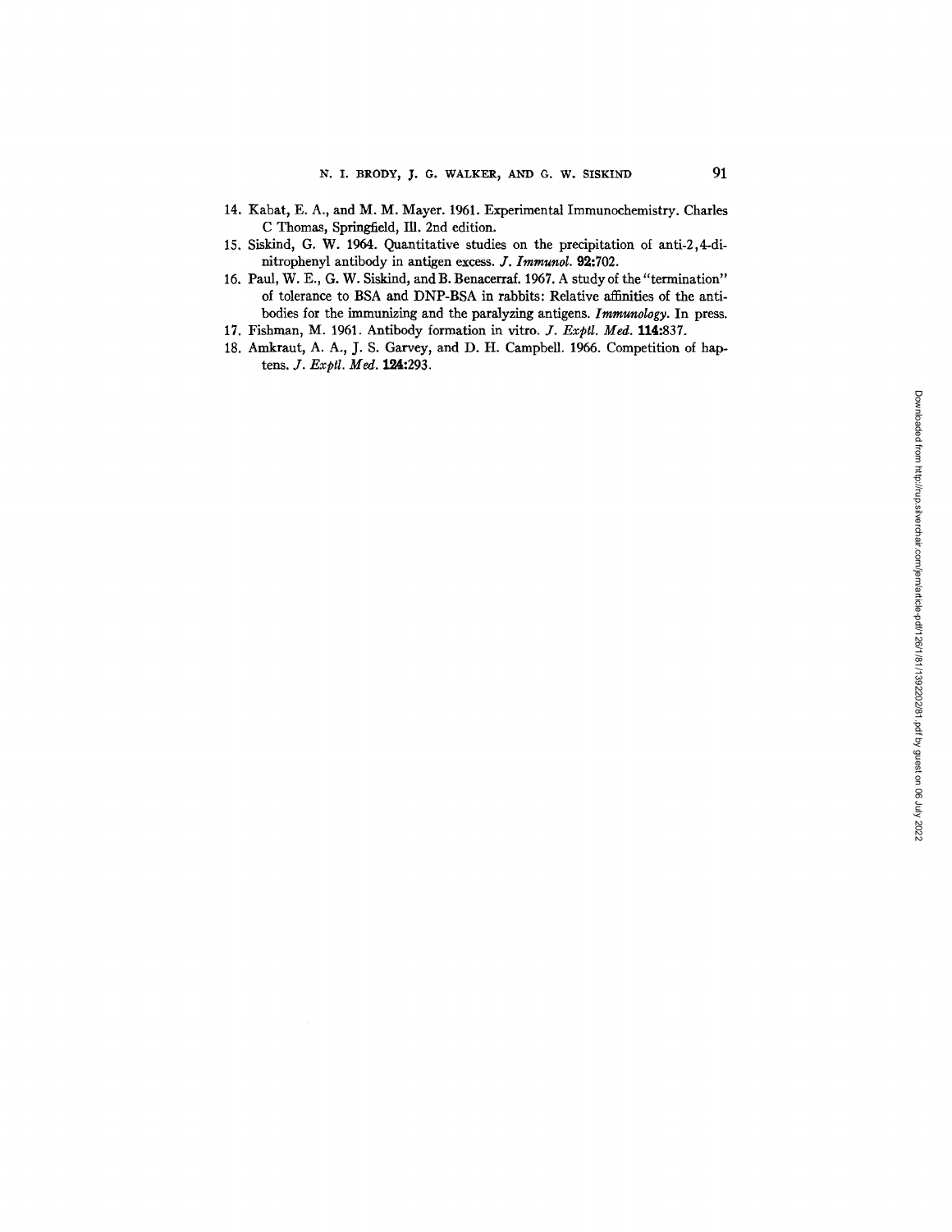14. Kabat, E. A., and M. M. Mayer. 1961. Experimental Immunochemistry. Charles C Thomas, Springfield, Ill. 2nd edition.
15. Siskind, G. W. 1964. Quantitative studies on the precipitation of anti-2,4-dinitrophenyl antibody in antigen excess. *J. Immunol.* **92:**702.
16. Paul, W. E., G. W. Siskind, and B. Benacerraf. 1967. A study of the "termination" of tolerance to BSA and DNP-BSA in rabbits: Relative affinities of the antibodies for the immunizing and the paralyzing antigens. *Immunology.* In press.
17. Fishman, M. 1961. Antibody formation in vitro. *J. Exptl. Med.* **114:**837.
18. Amkraut, A. A., J. S. Garvey, and D. H. Campbell. 1966. Competition of haptens. *J. Exptl. Med.* **124:**293.